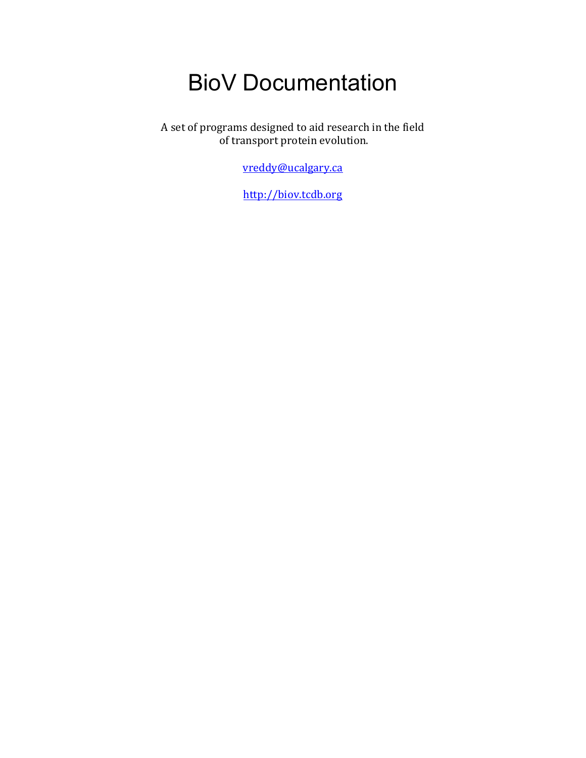# BioV Documentation

A set of programs designed to aid research in the field of transport protein evolution.

[vreddy@ucalgary.ca](mailto:vreddy@ucalgary.ca)

[http://biov.tcdb.org](http://biov.tcdb.org)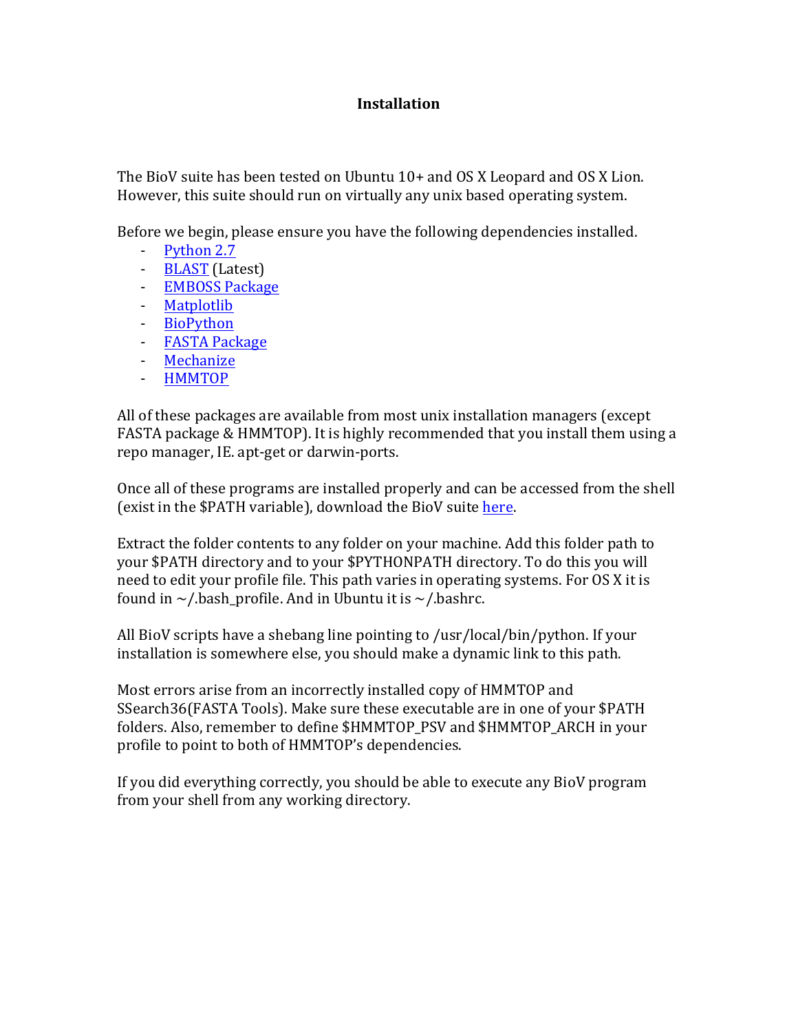# Installation

The BioV suite has been tested on Ubuntu 10+ and OS X Leopard and OS X Lion. However, this suite should run on virtually any unix based operating system.

Before we begin, please ensure you have the following dependencies installed.

- Python 2.7
- BLAST (Latest)
- EMBOSS Package
- Matplotlib
- BioPython
- FASTA Package
- Mechanize
- HMMTOP

All of these packages are available from most unix installation managers (except FASTA package & HMMTOP). It is highly recommended that you install them using a repo manager, IE. apt-get or darwin-ports.

Once all of these programs are installed properly and can be accessed from the shell (exist in the $PATH variable), download the BioV suite here.

Extract the folder contents to any folder on your machine. Add this folder path to your $PATH directory and to your $PYTHONPATH directory. To do this you will need to edit your profile file. This path varies in operating systems. For OS X it is found in ~/.bash_profile. And in Ubuntu it is ~/.bashrc.

All BioV scripts have a shebang line pointing to /usr/local/bin/python. If your installation is somewhere else, you should make a dynamic link to this path.

Most errors arise from an incorrectly installed copy of HMMTOP and SSearch36(FASTA Tools). Make sure these executable are in one of your $PATH folders. Also, remember to define $HMMTOP_PSV and $HMMTOP_ARCH in your profile to point to both of HMMTOP's dependencies.

If you did everything correctly, you should be able to execute any BioV program from your shell from any working directory.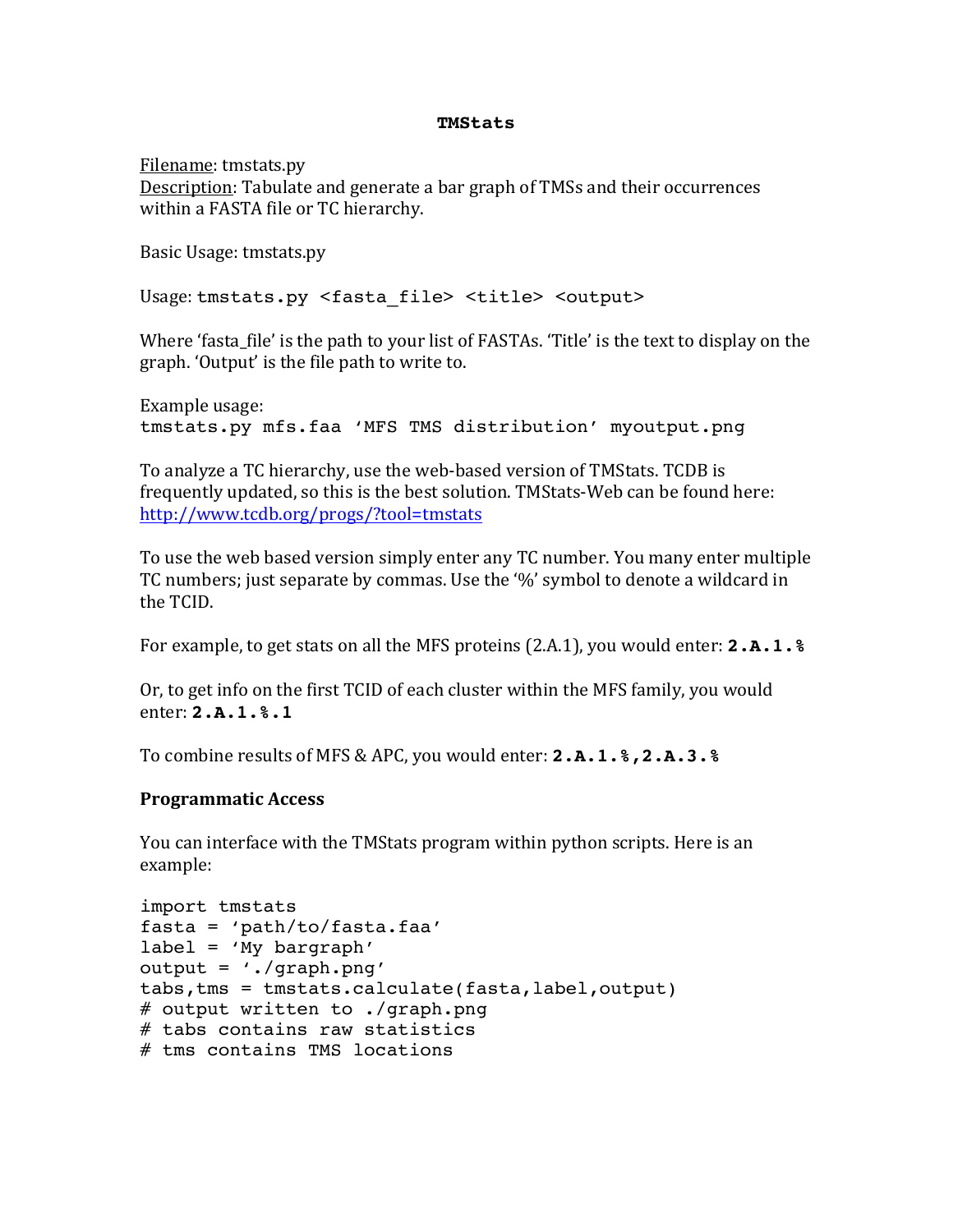**TMStats**

Filename: tmstats.py
Description: Tabulate and generate a bar graph of TMSs and their occurrences within a FASTA file or TC hierarchy.

Basic Usage: tmstats.py

Usage: `tmstats.py <fasta_file> <title> <output>`

Where 'fasta_file' is the path to your list of FASTAs. 'Title' is the text to display on the graph. 'Output' is the file path to write to.

Example usage:
`tmstats.py mfs.faa 'MFS TMS distribution' myoutput.png`

To analyze a TC hierarchy, use the web-based version of TMStats. TCDB is frequently updated, so this is the best solution. TMStats-Web can be found here: http://www.tcdb.org/progs/?tool=tmstats

To use the web based version simply enter any TC number. You many enter multiple TC numbers; just separate by commas. Use the '%' symbol to denote a wildcard in the TCID.

For example, to get stats on all the MFS proteins (2.A.1), you would enter: **`2.A.1.%`**

Or, to get info on the first TCID of each cluster within the MFS family, you would enter: **`2.A.1.%.1`**

To combine results of MFS & APC, you would enter: **`2.A.1.%,2.A.3.%`**

**Programmatic Access**

You can interface with the TMStats program within python scripts. Here is an example:

```
import tmstats
fasta = 'path/to/fasta.faa'
label = 'My bargraph'
output = './graph.png'
tabs,tms = tmstats.calculate(fasta,label,output)
# output written to ./graph.png
# tabs contains raw statistics
# tms contains TMS locations
```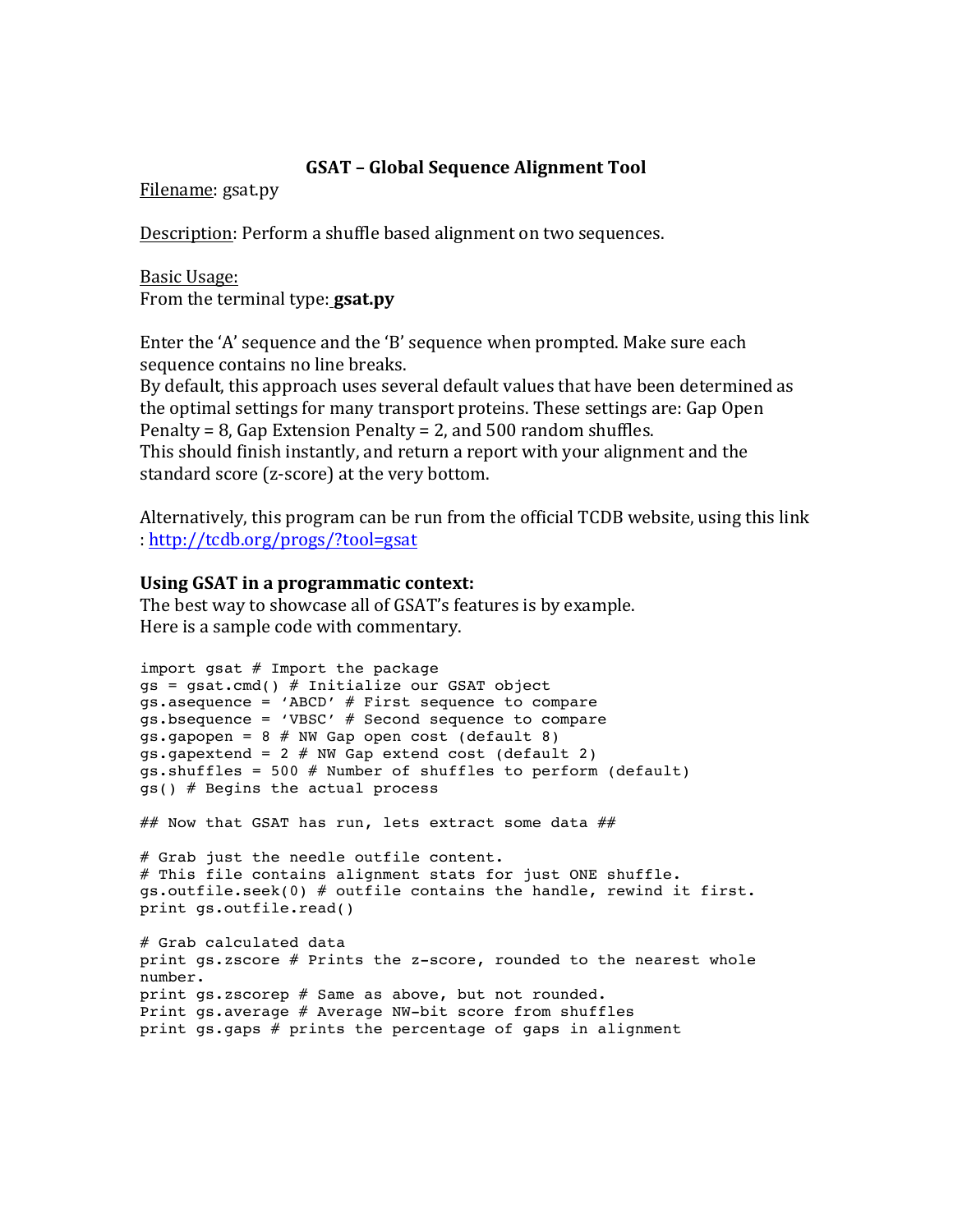# GSAT – Global Sequence Alignment Tool

Filename: gsat.py

Description: Perform a shuffle based alignment on two sequences.

Basic Usage:
From the terminal type: **gsat.py**

Enter the 'A' sequence and the 'B' sequence when prompted. Make sure each sequence contains no line breaks.
By default, this approach uses several default values that have been determined as the optimal settings for many transport proteins. These settings are: Gap Open Penalty = 8, Gap Extension Penalty = 2, and 500 random shuffles.
This should finish instantly, and return a report with your alignment and the standard score (z-score) at the very bottom.

Alternatively, this program can be run from the official TCDB website, using this link : http://tcdb.org/progs/?tool=gsat

### Using GSAT in a programmatic context:

The best way to showcase all of GSAT's features is by example.
Here is a sample code with commentary.

```
import gsat # Import the package
gs = gsat.cmd() # Initialize our GSAT object
gs.asequence = 'ABCD' # First sequence to compare
gs.bsequence = 'VBSC' # Second sequence to compare
gs.gapopen = 8 # NW Gap open cost (default 8)
gs.gapextend = 2 # NW Gap extend cost (default 2)
gs.shuffles = 500 # Number of shuffles to perform (default)
gs() # Begins the actual process

## Now that GSAT has run, lets extract some data ##

# Grab just the needle outfile content.
# This file contains alignment stats for just ONE shuffle.
gs.outfile.seek(0) # outfile contains the handle, rewind it first.
print gs.outfile.read()

# Grab calculated data
print gs.zscore # Prints the z-score, rounded to the nearest whole
number.
print gs.zscorep # Same as above, but not rounded.
Print gs.average # Average NW-bit score from shuffles
print gs.gaps # prints the percentage of gaps in alignment
```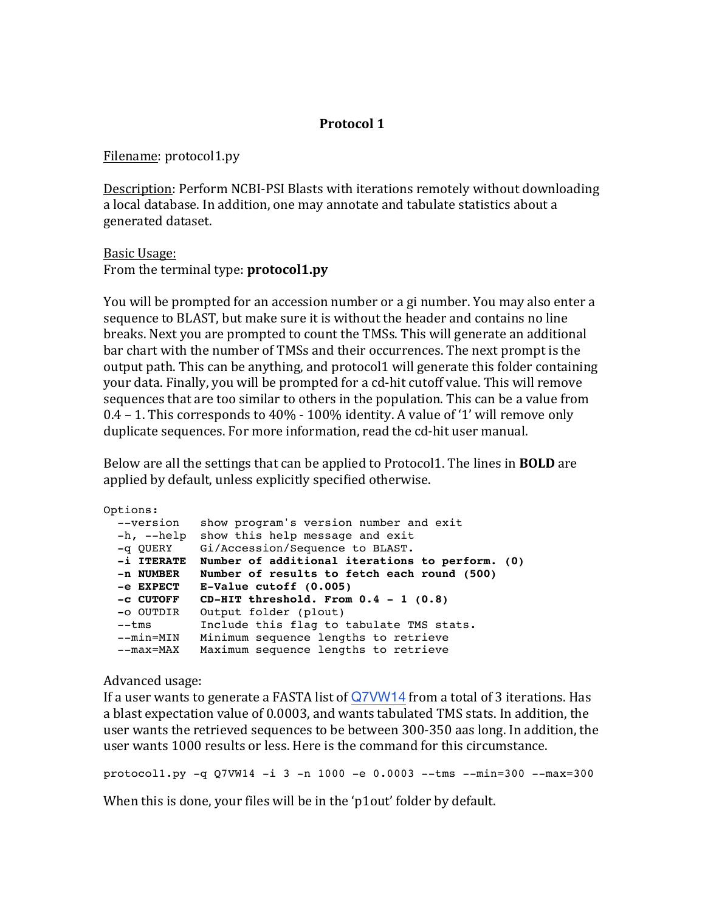# Protocol 1

Filename: protocol1.py

Description: Perform NCBI-PSI Blasts with iterations remotely without downloading a local database. In addition, one may annotate and tabulate statistics about a generated dataset.

Basic Usage:
From the terminal type: **protocol1.py**

You will be prompted for an accession number or a gi number. You may also enter a sequence to BLAST, but make sure it is without the header and contains no line breaks. Next you are prompted to count the TMSs. This will generate an additional bar chart with the number of TMSs and their occurrences. The next prompt is the output path. This can be anything, and protocol1 will generate this folder containing your data. Finally, you will be prompted for a cd-hit cutoff value. This will remove sequences that are too similar to others in the population. This can be a value from 0.4 – 1. This corresponds to 40% - 100% identity. A value of '1' will remove only duplicate sequences. For more information, read the cd-hit user manual.

Below are all the settings that can be applied to Protocol1. The lines in **BOLD** are applied by default, unless explicitly specified otherwise.

```
Options:
  --version   show program's version number and exit
  -h, --help  show this help message and exit
  -q QUERY    Gi/Accession/Sequence to BLAST.
  -i ITERATE  Number of additional iterations to perform. (0)
  -n NUMBER   Number of results to fetch each round (500)
  -e EXPECT   E-Value cutoff (0.005)
  -c CUTOFF   CD-HIT threshold. From 0.4 - 1 (0.8)
  -o OUTDIR   Output folder (p1out)
  --tms       Include this flag to tabulate TMS stats.
  --min=MIN   Minimum sequence lengths to retrieve
  --max=MAX   Maximum sequence lengths to retrieve
```

Advanced usage:
If a user wants to generate a FASTA list of Q7VW14 from a total of 3 iterations. Has a blast expectation value of 0.0003, and wants tabulated TMS stats. In addition, the user wants the retrieved sequences to be between 300-350 aas long. In addition, the user wants 1000 results or less. Here is the command for this circumstance.

```
protocol1.py -q Q7VW14 -i 3 -n 1000 -e 0.0003 --tms --min=300 --max=300
```

When this is done, your files will be in the 'p1out' folder by default.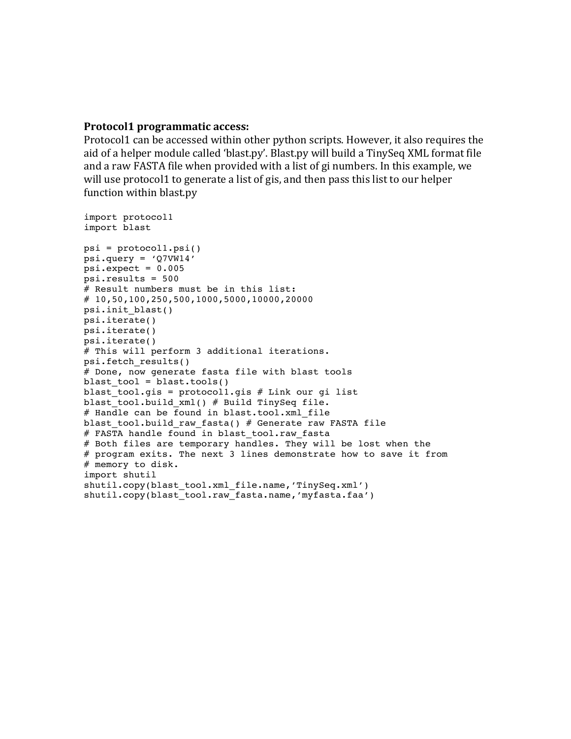**Protocol1 programmatic access:**

Protocol1 can be accessed within other python scripts. However, it also requires the aid of a helper module called 'blast.py'. Blast.py will build a TinySeq XML format file and a raw FASTA file when provided with a list of gi numbers. In this example, we will use protocol1 to generate a list of gis, and then pass this list to our helper function within blast.py

```
import protocol1
import blast

psi = protocol1.psi()
psi.query = 'Q7VW14'
psi.expect = 0.005
psi.results = 500
# Result numbers must be in this list:
# 10,50,100,250,500,1000,5000,10000,20000
psi.init_blast()
psi.iterate()
psi.iterate()
psi.iterate()
# This will perform 3 additional iterations.
psi.fetch_results()
# Done, now generate fasta file with blast tools
blast_tool = blast.tools()
blast_tool.gis = protocol1.gis # Link our gi list
blast_tool.build_xml() # Build TinySeq file.
# Handle can be found in blast.tool.xml_file
blast_tool.build_raw_fasta() # Generate raw FASTA file
# FASTA handle found in blast_tool.raw_fasta
# Both files are temporary handles. They will be lost when the
# program exits. The next 3 lines demonstrate how to save it from
# memory to disk.
import shutil
shutil.copy(blast_tool.xml_file.name,'TinySeq.xml')
shutil.copy(blast_tool.raw_fasta.name,'myfasta.faa')
```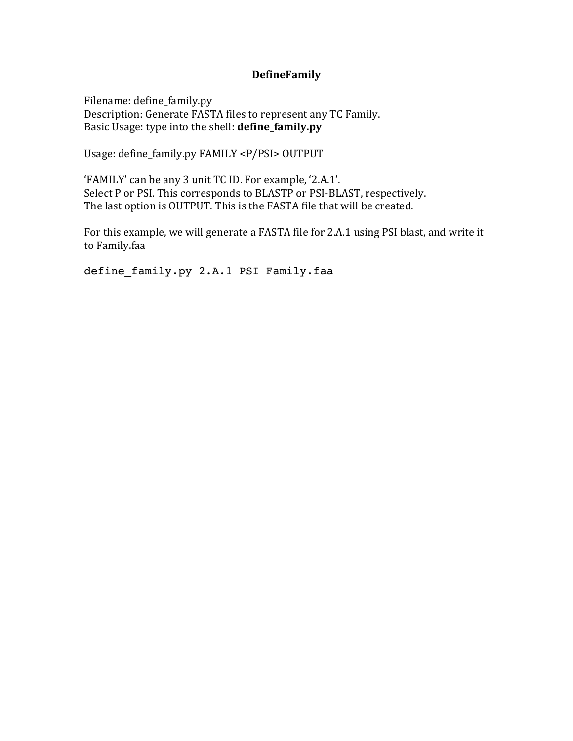# DefineFamily

Filename: define_family.py
Description: Generate FASTA files to represent any TC Family.
Basic Usage: type into the shell: **define_family.py**

Usage: define_family.py FAMILY <P/PSI> OUTPUT

'FAMILY' can be any 3 unit TC ID. For example, '2.A.1'.
Select P or PSI. This corresponds to BLASTP or PSI-BLAST, respectively.
The last option is OUTPUT. This is the FASTA file that will be created.

For this example, we will generate a FASTA file for 2.A.1 using PSI blast, and write it to Family.faa

```
define_family.py 2.A.1 PSI Family.faa
```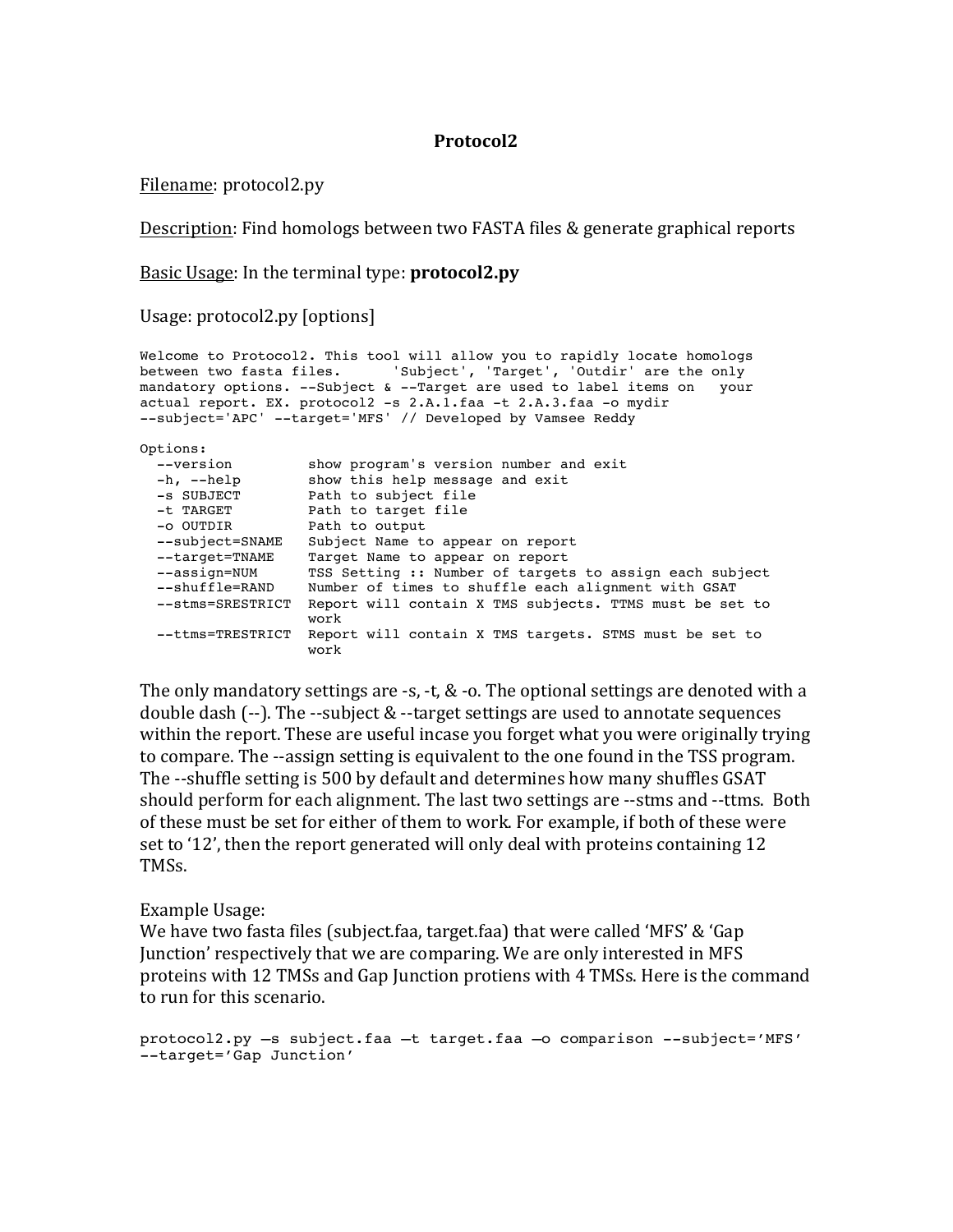# Protocol2

Filename: protocol2.py

Description: Find homologs between two FASTA files & generate graphical reports

Basic Usage: In the terminal type: **protocol2.py**

Usage: protocol2.py [options]

```
Welcome to Protocol2. This tool will allow you to rapidly locate homologs
between two fasta files.      'Subject', 'Target', 'Outdir' are the only
mandatory options. --Subject & --Target are used to label items on   your
actual report. EX. protocol2 -s 2.A.1.faa -t 2.A.3.faa -o mydir
--subject='APC' --target='MFS' // Developed by Vamsee Reddy

Options:
  --version          show program's version number and exit
  -h, --help         show this help message and exit
  -s SUBJECT         Path to subject file
  -t TARGET          Path to target file
  -o OUTDIR          Path to output
  --subject=SNAME    Subject Name to appear on report
  --target=TNAME     Target Name to appear on report
  --assign=NUM       TSS Setting :: Number of targets to assign each subject
  --shuffle=RAND     Number of times to shuffle each alignment with GSAT
  --stms=SRESTRICT   Report will contain X TMS subjects. TTMS must be set to
                     work
  --ttms=TRESTRICT   Report will contain X TMS targets. STMS must be set to
                     work
```

The only mandatory settings are -s, -t, & -o. The optional settings are denoted with a double dash (--). The --subject & --target settings are used to annotate sequences within the report. These are useful incase you forget what you were originally trying to compare. The --assign setting is equivalent to the one found in the TSS program. The --shuffle setting is 500 by default and determines how many shuffles GSAT should perform for each alignment. The last two settings are --stms and --ttms. Both of these must be set for either of them to work. For example, if both of these were set to '12', then the report generated will only deal with proteins containing 12 TMSs.

Example Usage:
We have two fasta files (subject.faa, target.faa) that were called 'MFS' & 'Gap Junction' respectively that we are comparing. We are only interested in MFS proteins with 12 TMSs and Gap Junction protiens with 4 TMSs. Here is the command to run for this scenario.

```
protocol2.py –s subject.faa –t target.faa –o comparison --subject='MFS'
--target='Gap Junction'
```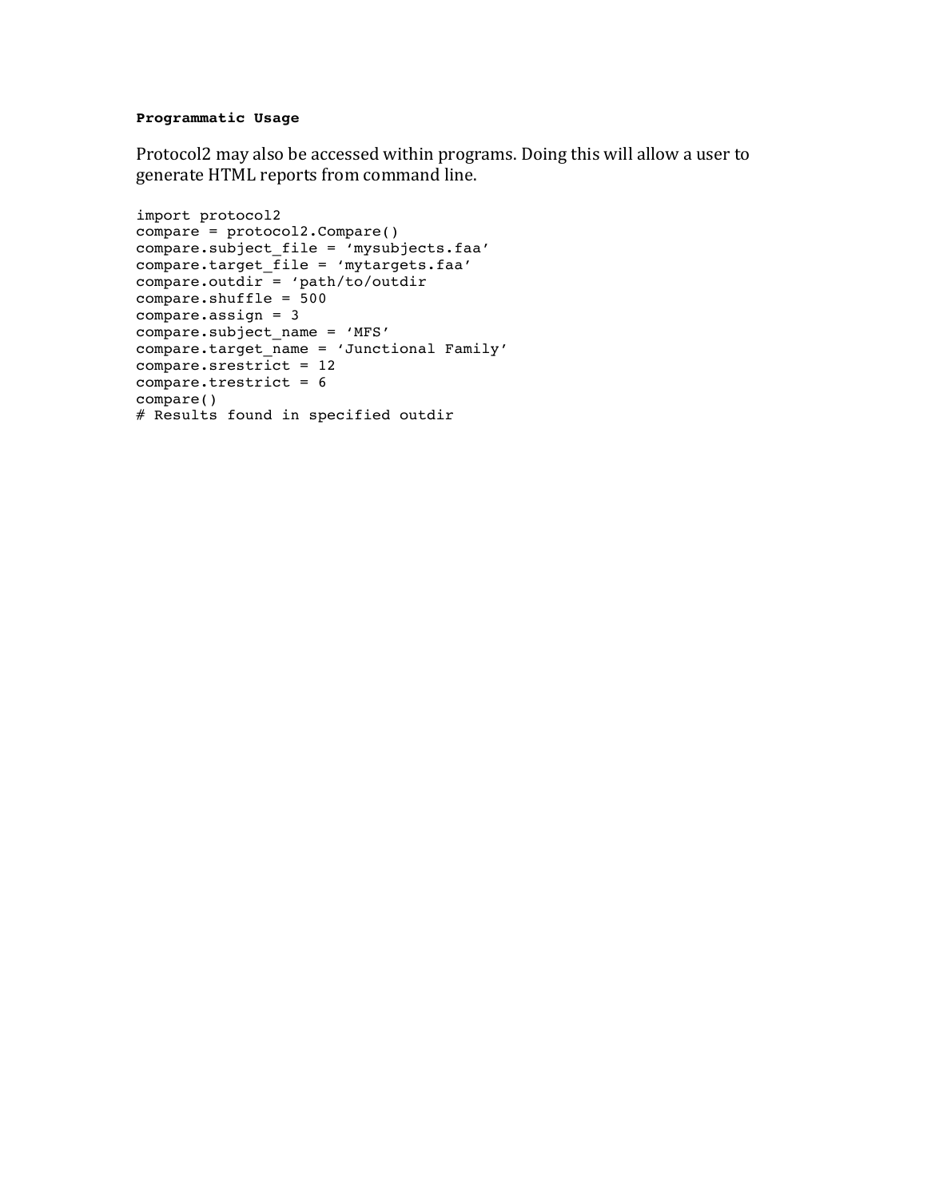**Programmatic Usage**

Protocol2 may also be accessed within programs. Doing this will allow a user to generate HTML reports from command line.

```
import protocol2
compare = protocol2.Compare()
compare.subject_file = ‘mysubjects.faa’
compare.target_file = ‘mytargets.faa’
compare.outdir = ‘path/to/outdir
compare.shuffle = 500
compare.assign = 3
compare.subject_name = ‘MFS’
compare.target_name = ‘Junctional Family’
compare.srestrict = 12
compare.trestrict = 6
compare()
# Results found in specified outdir
```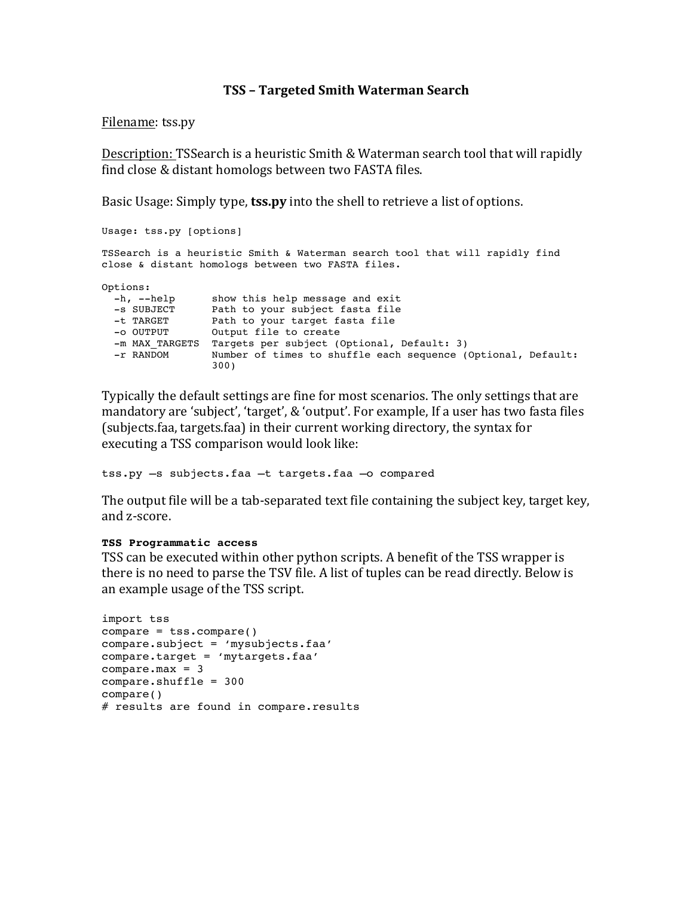# TSS – Targeted Smith Waterman Search

Filename: tss.py

Description: TSSearch is a heuristic Smith & Waterman search tool that will rapidly find close & distant homologs between two FASTA files.

Basic Usage: Simply type, **tss.py** into the shell to retrieve a list of options.

```
Usage: tss.py [options]

TSSearch is a heuristic Smith & Waterman search tool that will rapidly find
close & distant homologs between two FASTA files.

Options:
  -h, --help      show this help message and exit
  -s SUBJECT      Path to your subject fasta file
  -t TARGET       Path to your target fasta file
  -o OUTPUT       Output file to create
  -m MAX_TARGETS  Targets per subject (Optional, Default: 3)
  -r RANDOM       Number of times to shuffle each sequence (Optional, Default:
                  300)
```

Typically the default settings are fine for most scenarios. The only settings that are mandatory are 'subject', 'target', & 'output'. For example, If a user has two fasta files (subjects.faa, targets.faa) in their current working directory, the syntax for executing a TSS comparison would look like:

```
tss.py –s subjects.faa –t targets.faa –o compared
```

The output file will be a tab-separated text file containing the subject key, target key, and z-score.

**TSS Programmatic access**

TSS can be executed within other python scripts. A benefit of the TSS wrapper is there is no need to parse the TSV file. A list of tuples can be read directly. Below is an example usage of the TSS script.

```
import tss
compare = tss.compare()
compare.subject = 'mysubjects.faa'
compare.target = 'mytargets.faa'
compare.max = 3
compare.shuffle = 300
compare()
# results are found in compare.results
```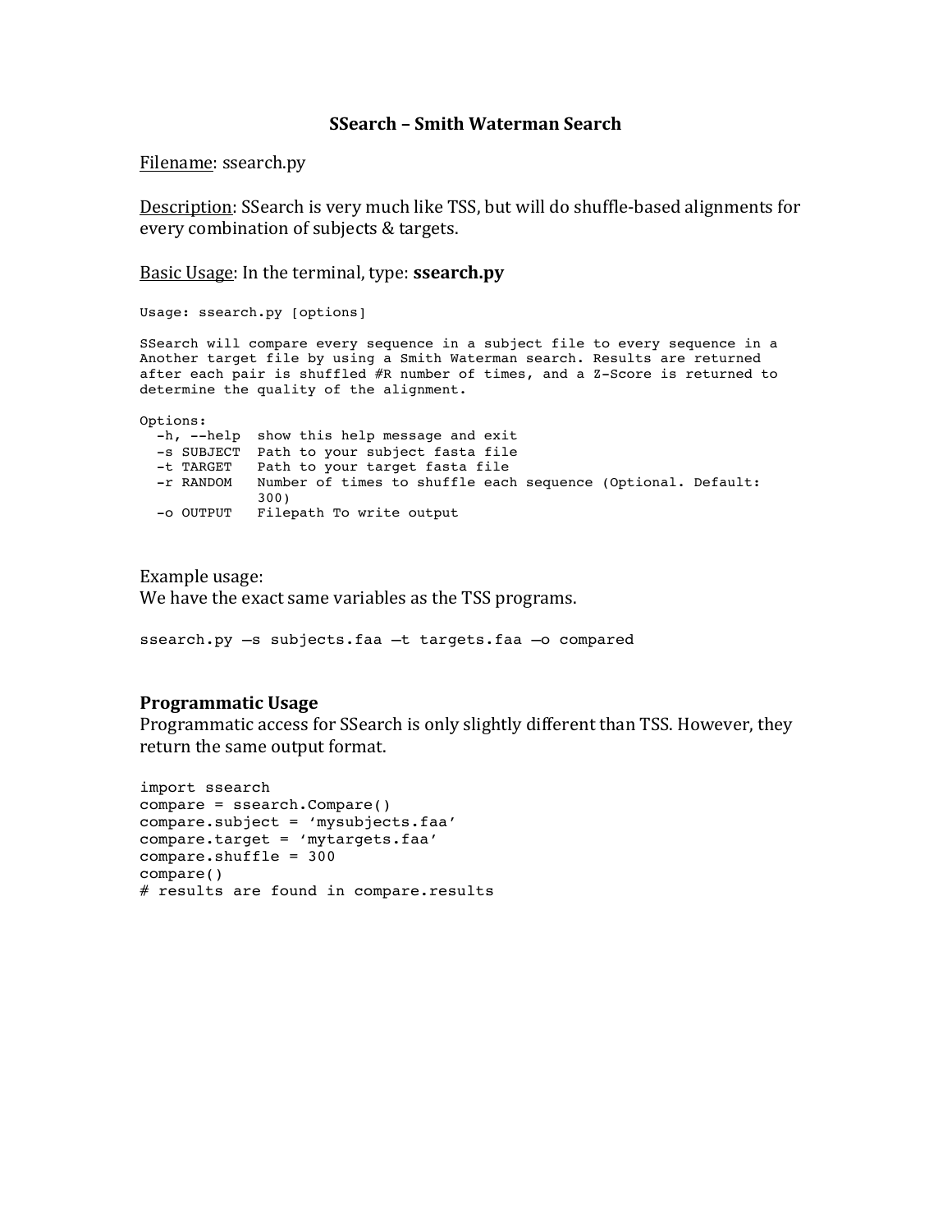**SSearch – Smith Waterman Search**

Filename: ssearch.py

Description: SSearch is very much like TSS, but will do shuffle-based alignments for every combination of subjects & targets.

Basic Usage: In the terminal, type: **ssearch.py**

```
Usage: ssearch.py [options]

SSearch will compare every sequence in a subject file to every sequence in a
Another target file by using a Smith Waterman search. Results are returned
after each pair is shuffled #R number of times, and a Z-Score is returned to
determine the quality of the alignment.

Options:
  -h, --help  show this help message and exit
  -s SUBJECT  Path to your subject fasta file
  -t TARGET   Path to your target fasta file
  -r RANDOM   Number of times to shuffle each sequence (Optional. Default:
              300)
  -o OUTPUT   Filepath To write output
```

Example usage:
We have the exact same variables as the TSS programs.

```
ssearch.py –s subjects.faa –t targets.faa –o compared
```

**Programmatic Usage**

Programmatic access for SSearch is only slightly different than TSS. However, they return the same output format.

```
import ssearch
compare = ssearch.Compare()
compare.subject = 'mysubjects.faa'
compare.target = 'mytargets.faa'
compare.shuffle = 300
compare()
# results are found in compare.results
```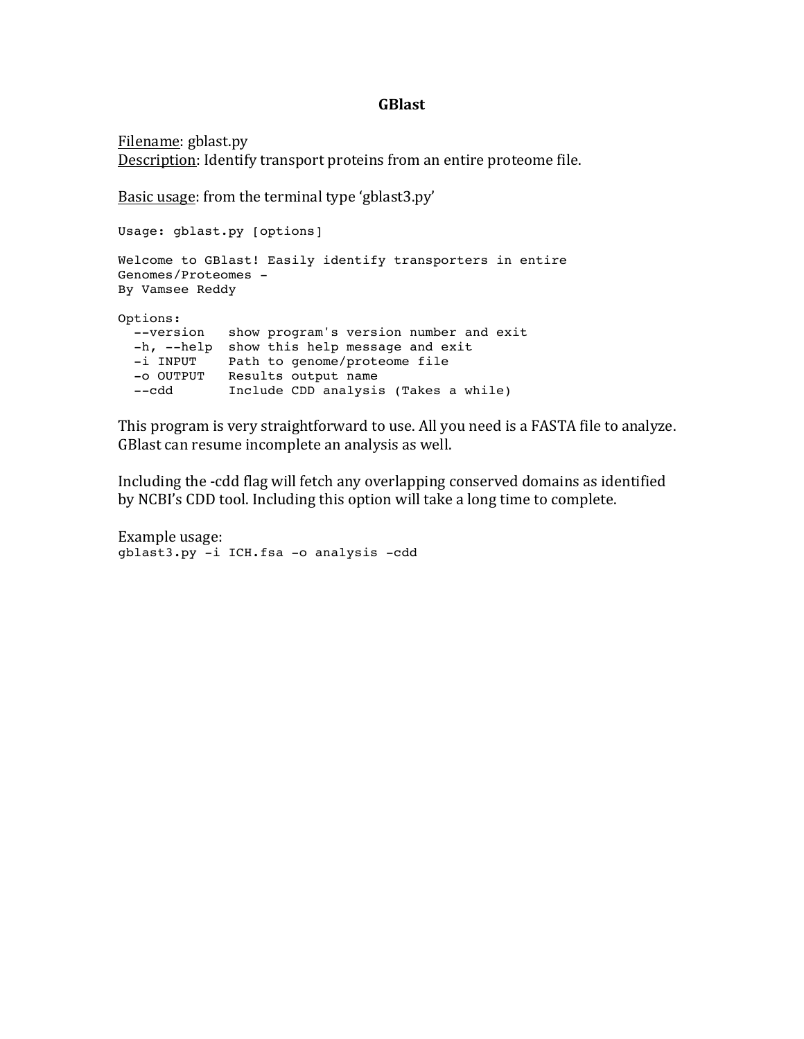# GBlast

<u>Filename</u>: gblast.py
<u>Description</u>: Identify transport proteins from an entire proteome file.

<u>Basic usage</u>: from the terminal type 'gblast3.py'

```
Usage: gblast.py [options]

Welcome to GBlast! Easily identify transporters in entire
Genomes/Proteomes -
By Vamsee Reddy

Options:
  --version   show program's version number and exit
  -h, --help  show this help message and exit
  -i INPUT    Path to genome/proteome file
  -o OUTPUT   Results output name
  --cdd       Include CDD analysis (Takes a while)
```

This program is very straightforward to use. All you need is a FASTA file to analyze. GBlast can resume incomplete an analysis as well.

Including the -cdd flag will fetch any overlapping conserved domains as identified by NCBI's CDD tool. Including this option will take a long time to complete.

Example usage:

```
gblast3.py -i ICH.fsa -o analysis -cdd
```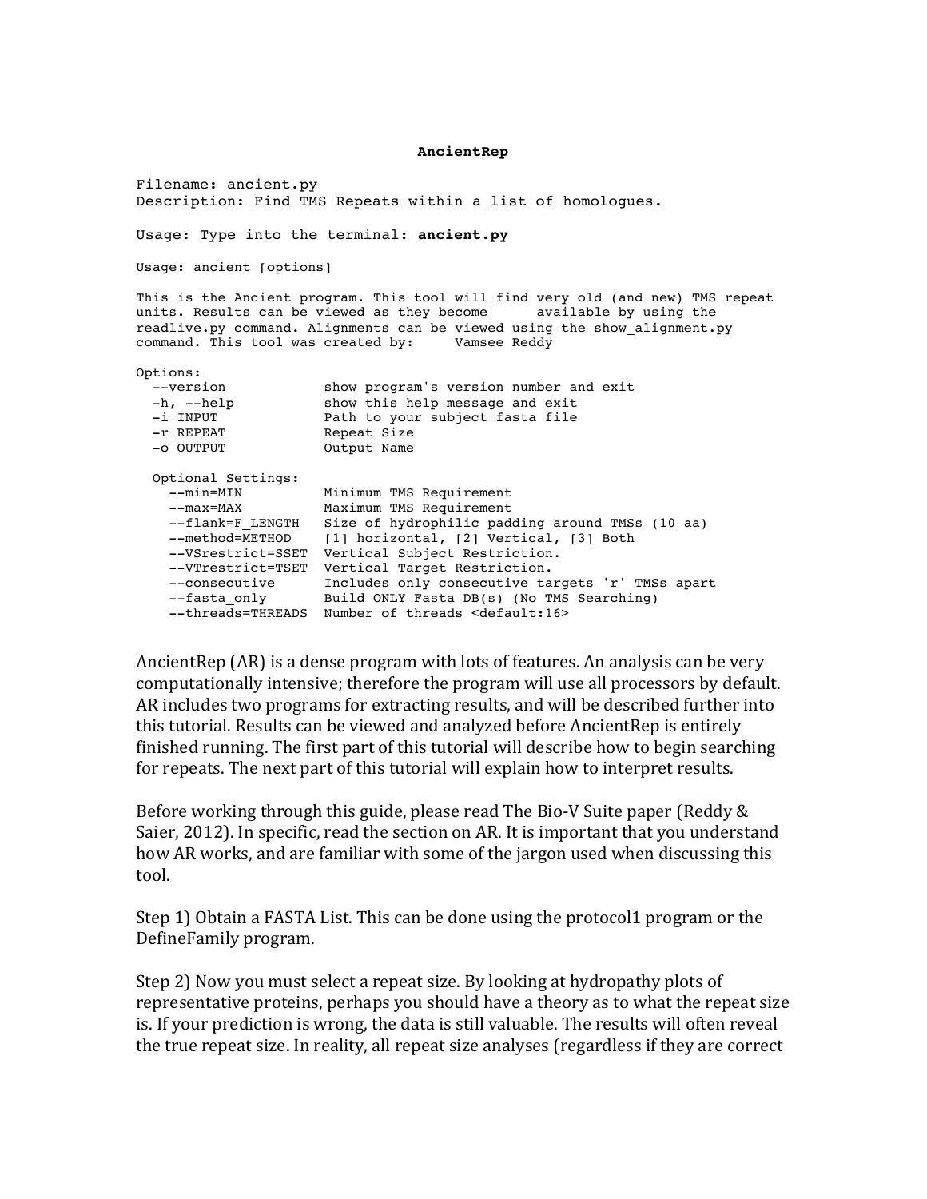**AncientRep**

```
Filename: ancient.py
Description: Find TMS Repeats within a list of homologues.

Usage: Type into the terminal: ancient.py

Usage: ancient [options]

This is the Ancient program. This tool will find very old (and new) TMS repeat
units. Results can be viewed as they become      available by using the
readlive.py command. Alignments can be viewed using the show_alignment.py
command. This tool was created by:     Vamsee Reddy

Options:
  --version            show program's version number and exit
  -h, --help           show this help message and exit
  -i INPUT             Path to your subject fasta file
  -r REPEAT            Repeat Size
  -o OUTPUT            Output Name

  Optional Settings:
    --min=MIN          Minimum TMS Requirement
    --max=MAX          Maximum TMS Requirement
    --flank=F_LENGTH   Size of hydrophilic padding around TMSs (10 aa)
    --method=METHOD    [1] horizontal, [2] Vertical, [3] Both
    --VSrestrict=SSET  Vertical Subject Restriction.
    --VTrestrict=TSET  Vertical Target Restriction.
    --consecutive      Includes only consecutive targets 'r' TMSs apart
    --fasta_only       Build ONLY Fasta DB(s) (No TMS Searching)
    --threads=THREADS  Number of threads <default:16>
```

AncientRep (AR) is a dense program with lots of features. An analysis can be very computationally intensive; therefore the program will use all processors by default. AR includes two programs for extracting results, and will be described further into this tutorial. Results can be viewed and analyzed before AncientRep is entirely finished running. The first part of this tutorial will describe how to begin searching for repeats. The next part of this tutorial will explain how to interpret results.

Before working through this guide, please read The Bio-V Suite paper (Reddy & Saier, 2012). In specific, read the section on AR. It is important that you understand how AR works, and are familiar with some of the jargon used when discussing this tool.

Step 1) Obtain a FASTA List. This can be done using the protocol1 program or the DefineFamily program.

Step 2) Now you must select a repeat size. By looking at hydropathy plots of representative proteins, perhaps you should have a theory as to what the repeat size is. If your prediction is wrong, the data is still valuable. The results will often reveal the true repeat size. In reality, all repeat size analyses (regardless if they are correct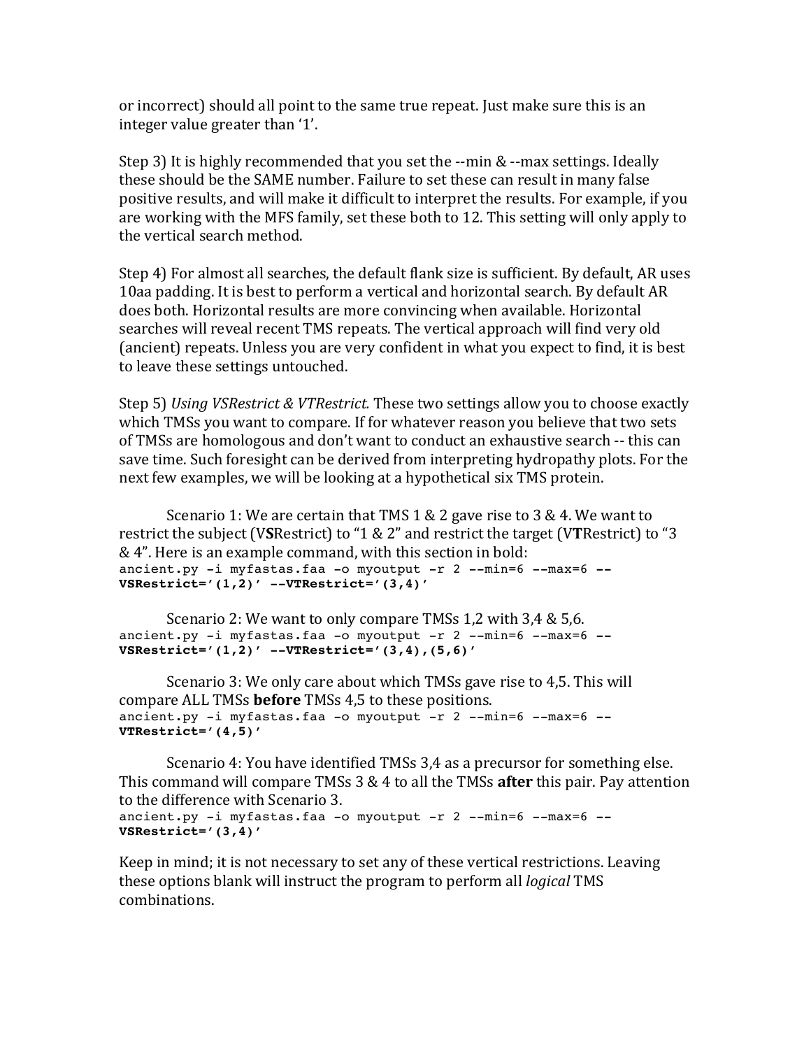or incorrect) should all point to the same true repeat. Just make sure this is an integer value greater than '1'.

Step 3) It is highly recommended that you set the --min & --max settings. Ideally these should be the SAME number. Failure to set these can result in many false positive results, and will make it difficult to interpret the results. For example, if you are working with the MFS family, set these both to 12. This setting will only apply to the vertical search method.

Step 4) For almost all searches, the default flank size is sufficient. By default, AR uses 10aa padding. It is best to perform a vertical and horizontal search. By default AR does both. Horizontal results are more convincing when available. Horizontal searches will reveal recent TMS repeats. The vertical approach will find very old (ancient) repeats. Unless you are very confident in what you expect to find, it is best to leave these settings untouched.

Step 5) *Using VSRestrict & VTRestrict.* These two settings allow you to choose exactly which TMSs you want to compare. If for whatever reason you believe that two sets of TMSs are homologous and don't want to conduct an exhaustive search -- this can save time. Such foresight can be derived from interpreting hydropathy plots. For the next few examples, we will be looking at a hypothetical six TMS protein.

Scenario 1: We are certain that TMS 1 & 2 gave rise to 3 & 4. We want to restrict the subject (V**S**Restrict) to "1 & 2" and restrict the target (V**T**Restrict) to "3 & 4". Here is an example command, with this section in bold:

```
ancient.py -i myfastas.faa -o myoutput -r 2 --min=6 --max=6 --VSRestrict='(1,2)' --VTRestrict='(3,4)'
```

Scenario 2: We want to only compare TMSs 1,2 with 3,4 & 5,6.

```
ancient.py -i myfastas.faa -o myoutput -r 2 --min=6 --max=6 --VSRestrict='(1,2)' --VTRestrict='(3,4),(5,6)'
```

Scenario 3: We only care about which TMSs gave rise to 4,5. This will compare ALL TMSs **before** TMSs 4,5 to these positions.

```
ancient.py -i myfastas.faa -o myoutput -r 2 --min=6 --max=6 --VTRestrict='(4,5)'
```

Scenario 4: You have identified TMSs 3,4 as a precursor for something else. This command will compare TMSs 3 & 4 to all the TMSs **after** this pair. Pay attention to the difference with Scenario 3.

```
ancient.py -i myfastas.faa -o myoutput -r 2 --min=6 --max=6 --VSRestrict='(3,4)'
```

Keep in mind; it is not necessary to set any of these vertical restrictions. Leaving these options blank will instruct the program to perform all *logical* TMS combinations.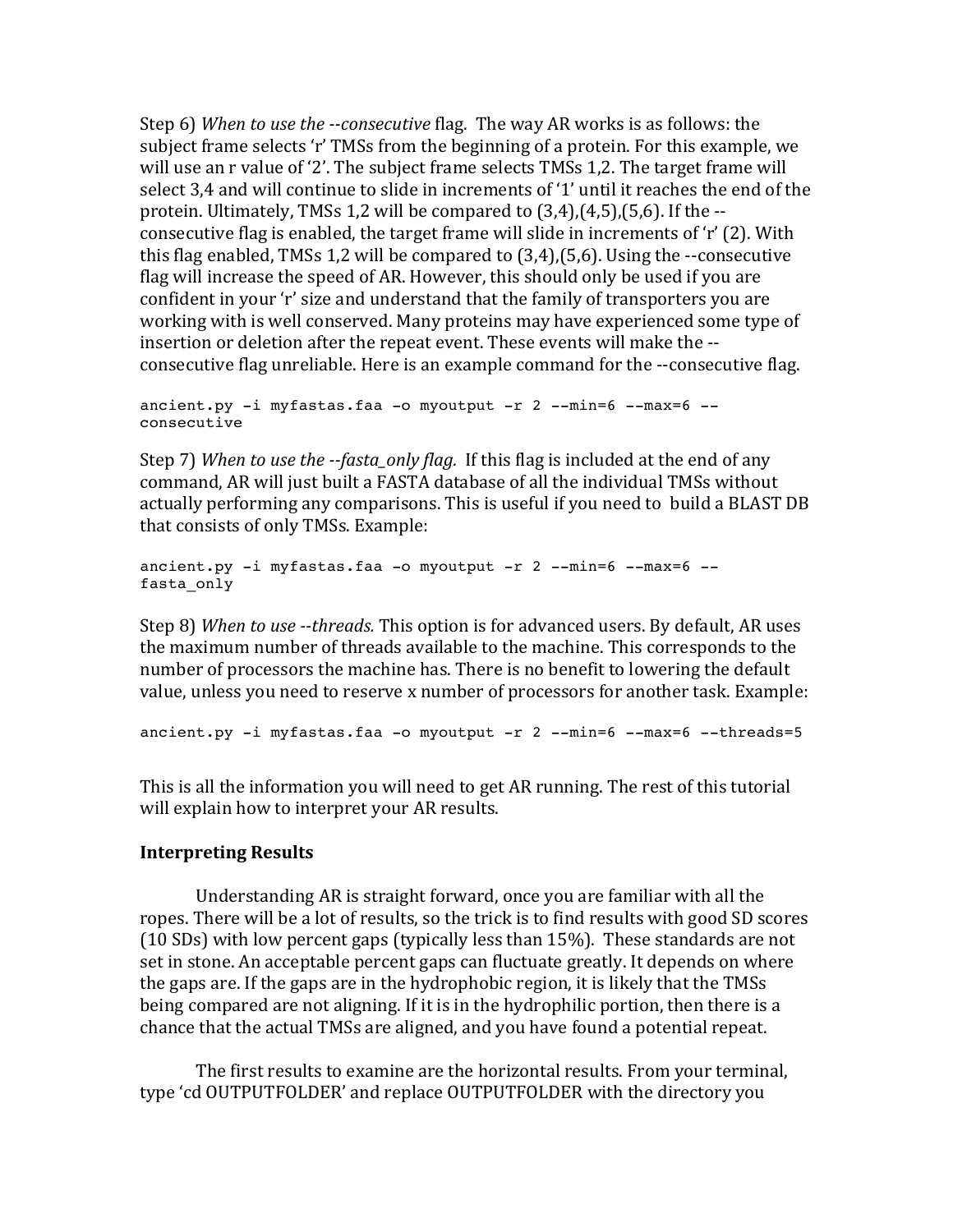Step 6) *When to use the --consecutive* flag. The way AR works is as follows: the subject frame selects 'r' TMSs from the beginning of a protein. For this example, we will use an r value of '2'. The subject frame selects TMSs 1,2. The target frame will select 3,4 and will continue to slide in increments of '1' until it reaches the end of the protein. Ultimately, TMSs 1,2 will be compared to (3,4),(4,5),(5,6). If the --consecutive flag is enabled, the target frame will slide in increments of 'r' (2). With this flag enabled, TMSs 1,2 will be compared to (3,4),(5,6). Using the --consecutive flag will increase the speed of AR. However, this should only be used if you are confident in your 'r' size and understand that the family of transporters you are working with is well conserved. Many proteins may have experienced some type of insertion or deletion after the repeat event. These events will make the --consecutive flag unreliable. Here is an example command for the --consecutive flag.

```
ancient.py -i myfastas.faa -o myoutput -r 2 --min=6 --max=6 --consecutive
```

Step 7) *When to use the --fasta_only flag.* If this flag is included at the end of any command, AR will just built a FASTA database of all the individual TMSs without actually performing any comparisons. This is useful if you need to build a BLAST DB that consists of only TMSs. Example:

```
ancient.py -i myfastas.faa -o myoutput -r 2 --min=6 --max=6 --fasta_only
```

Step 8) *When to use --threads.* This option is for advanced users. By default, AR uses the maximum number of threads available to the machine. This corresponds to the number of processors the machine has. There is no benefit to lowering the default value, unless you need to reserve x number of processors for another task. Example:

```
ancient.py -i myfastas.faa -o myoutput -r 2 --min=6 --max=6 --threads=5
```

This is all the information you will need to get AR running. The rest of this tutorial will explain how to interpret your AR results.

**Interpreting Results**

Understanding AR is straight forward, once you are familiar with all the ropes. There will be a lot of results, so the trick is to find results with good SD scores (10 SDs) with low percent gaps (typically less than 15%). These standards are not set in stone. An acceptable percent gaps can fluctuate greatly. It depends on where the gaps are. If the gaps are in the hydrophobic region, it is likely that the TMSs being compared are not aligning. If it is in the hydrophilic portion, then there is a chance that the actual TMSs are aligned, and you have found a potential repeat.

The first results to examine are the horizontal results. From your terminal, type 'cd OUTPUTFOLDER' and replace OUTPUTFOLDER with the directory you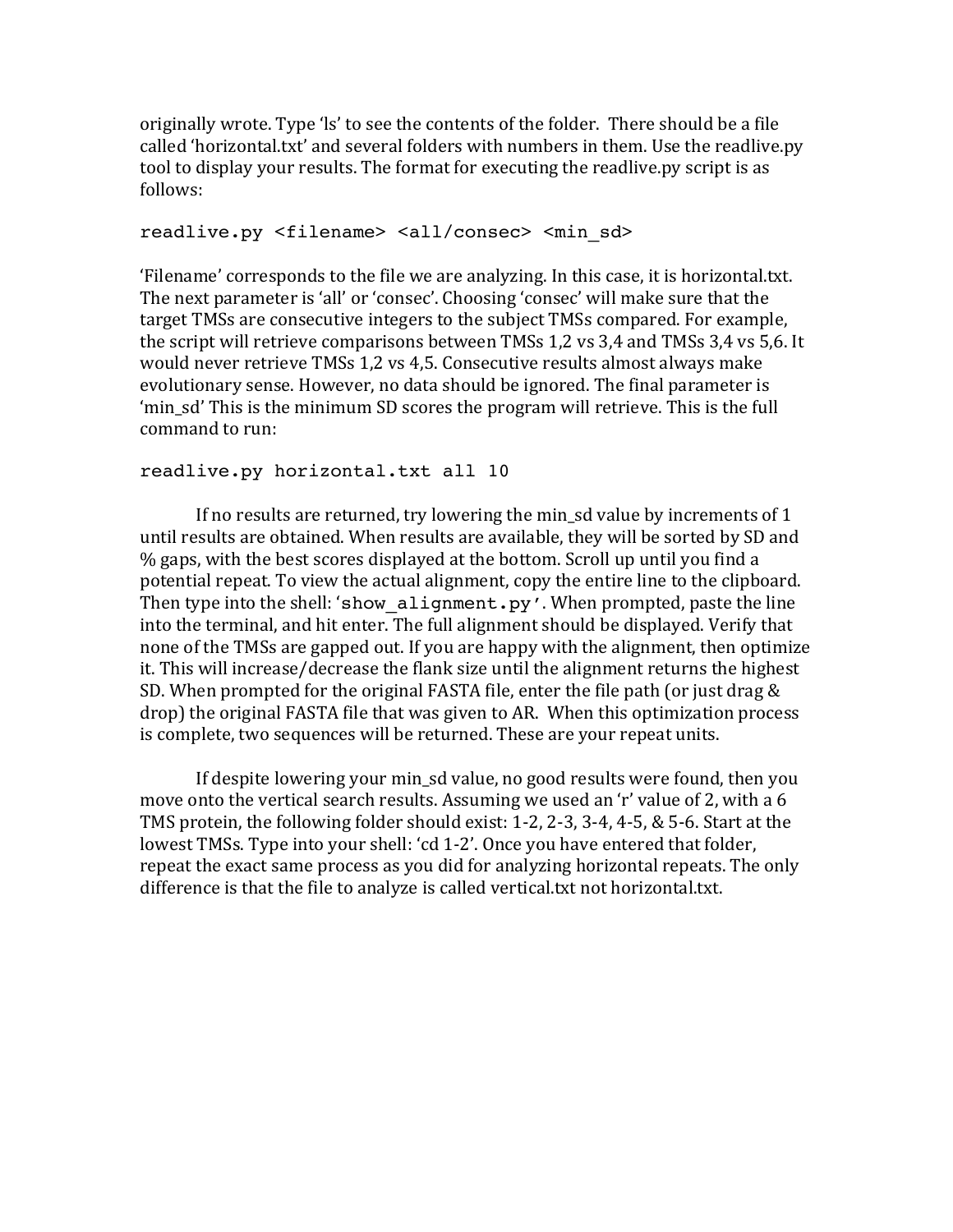originally wrote. Type 'ls' to see the contents of the folder. There should be a file called 'horizontal.txt' and several folders with numbers in them. Use the readlive.py tool to display your results. The format for executing the readlive.py script is as follows:

```
readlive.py <filename> <all/consec> <min_sd>
```

'Filename' corresponds to the file we are analyzing. In this case, it is horizontal.txt. The next parameter is 'all' or 'consec'. Choosing 'consec' will make sure that the target TMSs are consecutive integers to the subject TMSs compared. For example, the script will retrieve comparisons between TMSs 1,2 vs 3,4 and TMSs 3,4 vs 5,6. It would never retrieve TMSs 1,2 vs 4,5. Consecutive results almost always make evolutionary sense. However, no data should be ignored. The final parameter is 'min_sd' This is the minimum SD scores the program will retrieve. This is the full command to run:

```
readlive.py horizontal.txt all 10
```

If no results are returned, try lowering the min_sd value by increments of 1 until results are obtained. When results are available, they will be sorted by SD and % gaps, with the best scores displayed at the bottom. Scroll up until you find a potential repeat. To view the actual alignment, copy the entire line to the clipboard. Then type into the shell: '`show_alignment.py`'. When prompted, paste the line into the terminal, and hit enter. The full alignment should be displayed. Verify that none of the TMSs are gapped out. If you are happy with the alignment, then optimize it. This will increase/decrease the flank size until the alignment returns the highest SD. When prompted for the original FASTA file, enter the file path (or just drag & drop) the original FASTA file that was given to AR. When this optimization process is complete, two sequences will be returned. These are your repeat units.

If despite lowering your min_sd value, no good results were found, then you move onto the vertical search results. Assuming we used an 'r' value of 2, with a 6 TMS protein, the following folder should exist: 1-2, 2-3, 3-4, 4-5, & 5-6. Start at the lowest TMSs. Type into your shell: 'cd 1-2'. Once you have entered that folder, repeat the exact same process as you did for analyzing horizontal repeats. The only difference is that the file to analyze is called vertical.txt not horizontal.txt.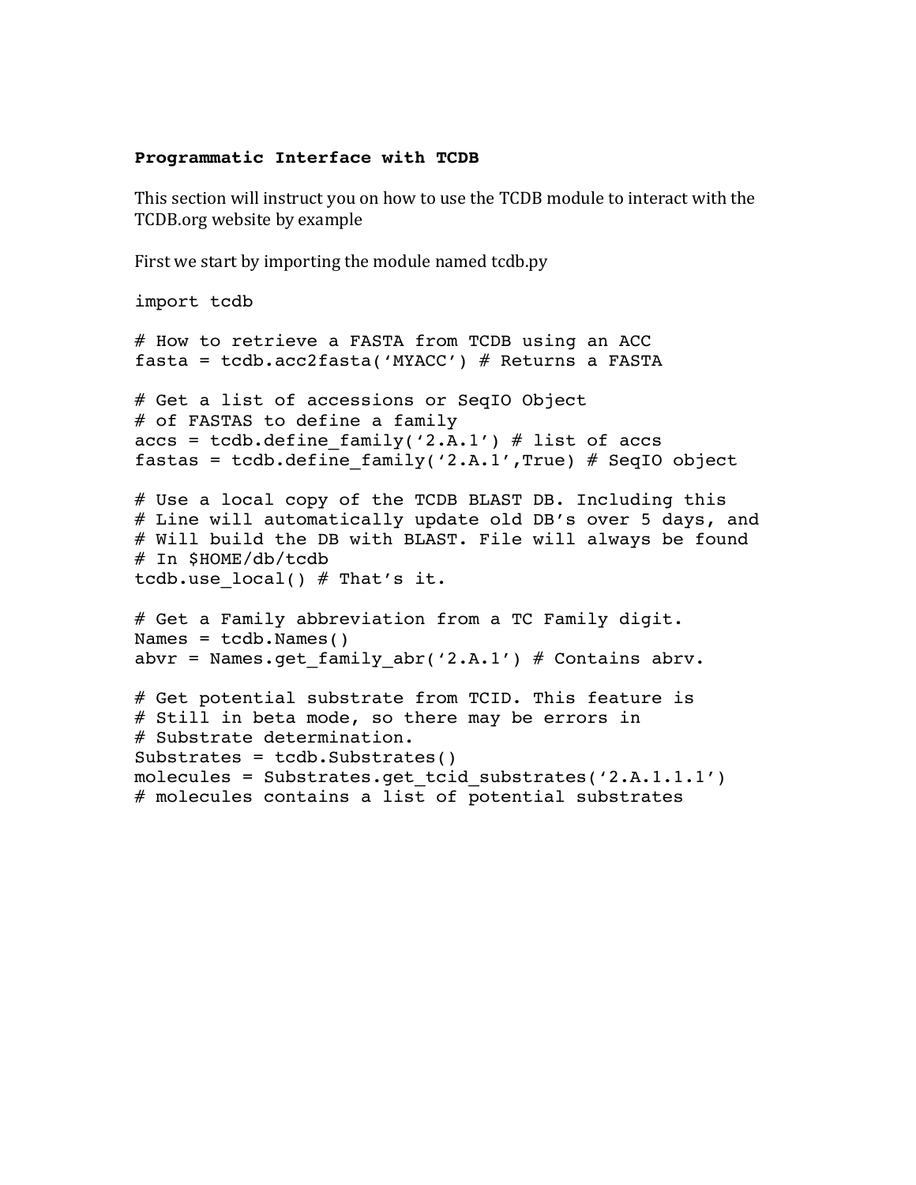**Programmatic Interface with TCDB**

This section will instruct you on how to use the TCDB module to interact with the TCDB.org website by example

First we start by importing the module named tcdb.py

```
import tcdb

# How to retrieve a FASTA from TCDB using an ACC
fasta = tcdb.acc2fasta('MYACC') # Returns a FASTA

# Get a list of accessions or SeqIO Object
# of FASTAS to define a family
accs = tcdb.define_family('2.A.1') # list of accs
fastas = tcdb.define_family('2.A.1',True) # SeqIO object

# Use a local copy of the TCDB BLAST DB. Including this
# Line will automatically update old DB's over 5 days, and
# Will build the DB with BLAST. File will always be found
# In $HOME/db/tcdb
tcdb.use_local() # That's it.

# Get a Family abbreviation from a TC Family digit.
Names = tcdb.Names()
abvr = Names.get_family_abr('2.A.1') # Contains abrv.

# Get potential substrate from TCID. This feature is
# Still in beta mode, so there may be errors in
# Substrate determination.
Substrates = tcdb.Substrates()
molecules = Substrates.get_tcid_substrates('2.A.1.1.1')
# molecules contains a list of potential substrates
```